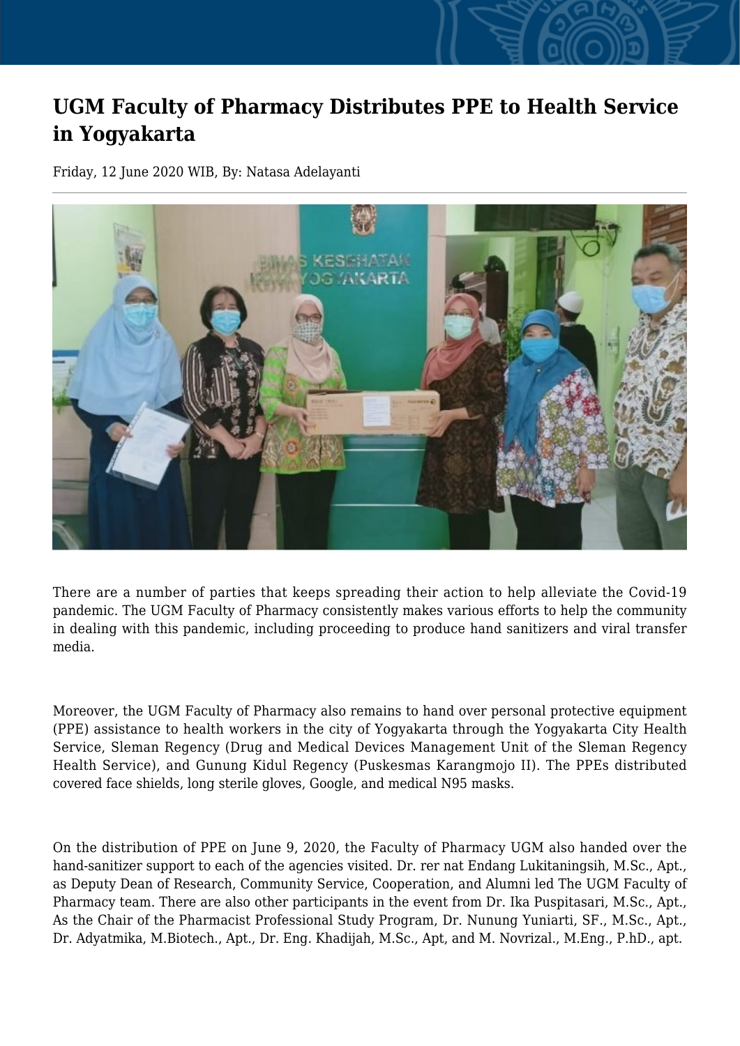# UGM Faculty of Pharmacy Distributes PPE to Health Service in Yogyakarta

Friday, 12 June 2020 WIB, By: Natasa Adelayanti

---

There are a number of parties that keeps spreading their action to help alleviate the Covid-19 pandemic. The UGM Faculty of Pharmacy consistently makes various efforts to help the community in dealing with this pandemic, including proceeding to produce hand sanitizers and viral transfer media.

Moreover, the UGM Faculty of Pharmacy also remains to hand over personal protective equipment (PPE) assistance to health workers in the city of Yogyakarta through the Yogyakarta City Health Service, Sleman Regency (Drug and Medical Devices Management Unit of the Sleman Regency Health Service), and Gunung Kidul Regency (Puskesmas Karangmojo II). The PPEs distributed covered face shields, long sterile gloves, Google, and medical N95 masks.

On the distribution of PPE on June 9, 2020, the Faculty of Pharmacy UGM also handed over the hand-sanitizer support to each of the agencies visited. Dr. rer nat Endang Lukitaningsih, M.Sc., Apt., as Deputy Dean of Research, Community Service, Cooperation, and Alumni led The UGM Faculty of Pharmacy team. There are also other participants in the event from Dr. Ika Puspitasari, M.Sc., Apt., As the Chair of the Pharmacist Professional Study Program, Dr. Nunung Yuniarti, SF., M.Sc., Apt., Dr. Adyatmika, M.Biotech., Apt., Dr. Eng. Khadijah, M.Sc., Apt, and M. Novrizal., M.Eng., P.hD., apt.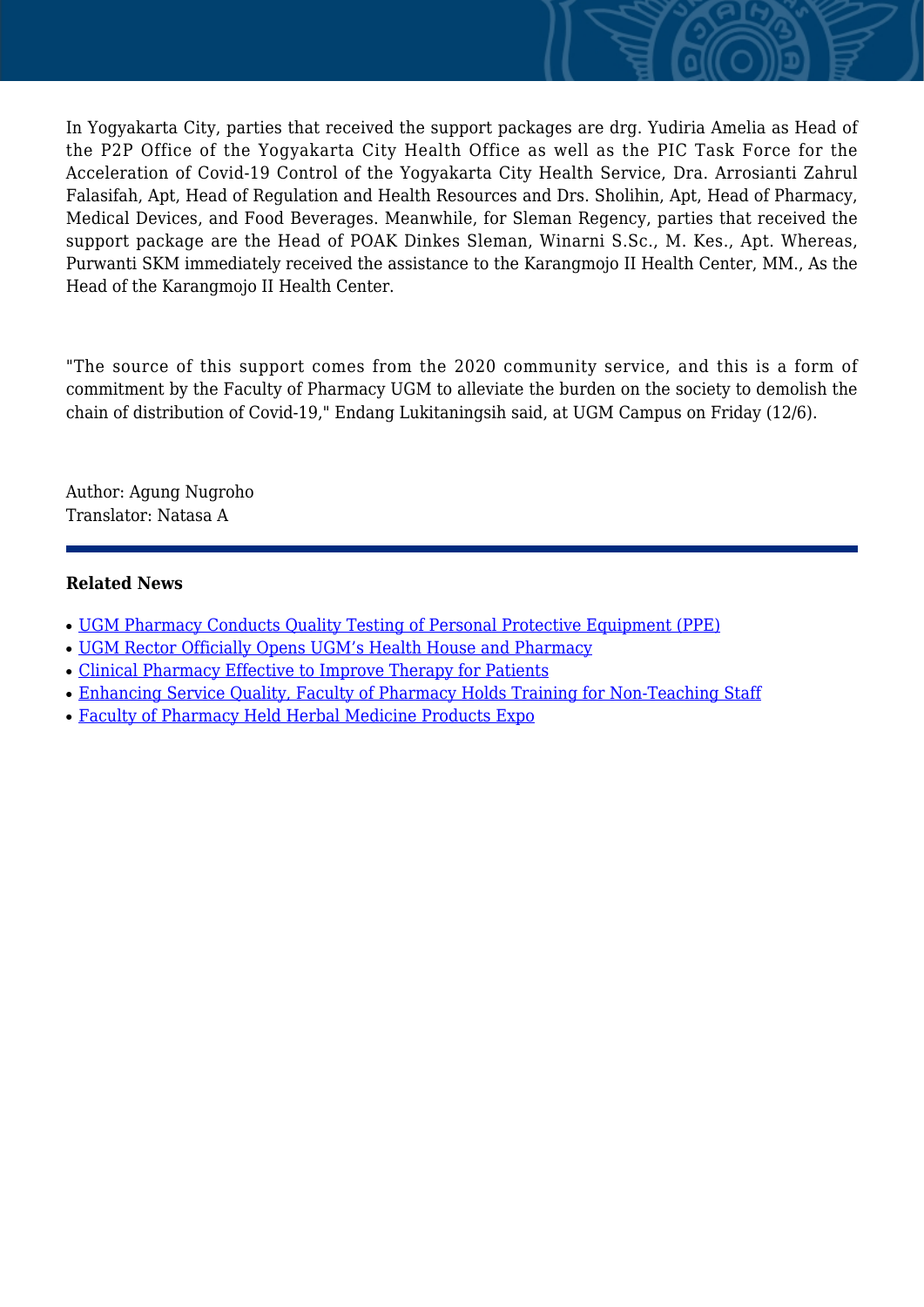In Yogyakarta City, parties that received the support packages are drg. Yudiria Amelia as Head of the P2P Office of the Yogyakarta City Health Office as well as the PIC Task Force for the Acceleration of Covid-19 Control of the Yogyakarta City Health Service, Dra. Arrosianti Zahrul Falasifah, Apt, Head of Regulation and Health Resources and Drs. Sholihin, Apt, Head of Pharmacy, Medical Devices, and Food Beverages. Meanwhile, for Sleman Regency, parties that received the support package are the Head of POAK Dinkes Sleman, Winarni S.Sc., M. Kes., Apt. Whereas, Purwanti SKM immediately received the assistance to the Karangmojo II Health Center, MM., As the Head of the Karangmojo II Health Center.

"The source of this support comes from the 2020 community service, and this is a form of commitment by the Faculty of Pharmacy UGM to alleviate the burden on the society to demolish the chain of distribution of Covid-19," Endang Lukitaningsih said, at UGM Campus on Friday (12/6).

Author: Agung Nugroho
Translator: Natasa A

---

**Related News**

- UGM Pharmacy Conducts Quality Testing of Personal Protective Equipment (PPE)
- UGM Rector Officially Opens UGM's Health House and Pharmacy
- Clinical Pharmacy Effective to Improve Therapy for Patients
- Enhancing Service Quality, Faculty of Pharmacy Holds Training for Non-Teaching Staff
- Faculty of Pharmacy Held Herbal Medicine Products Expo